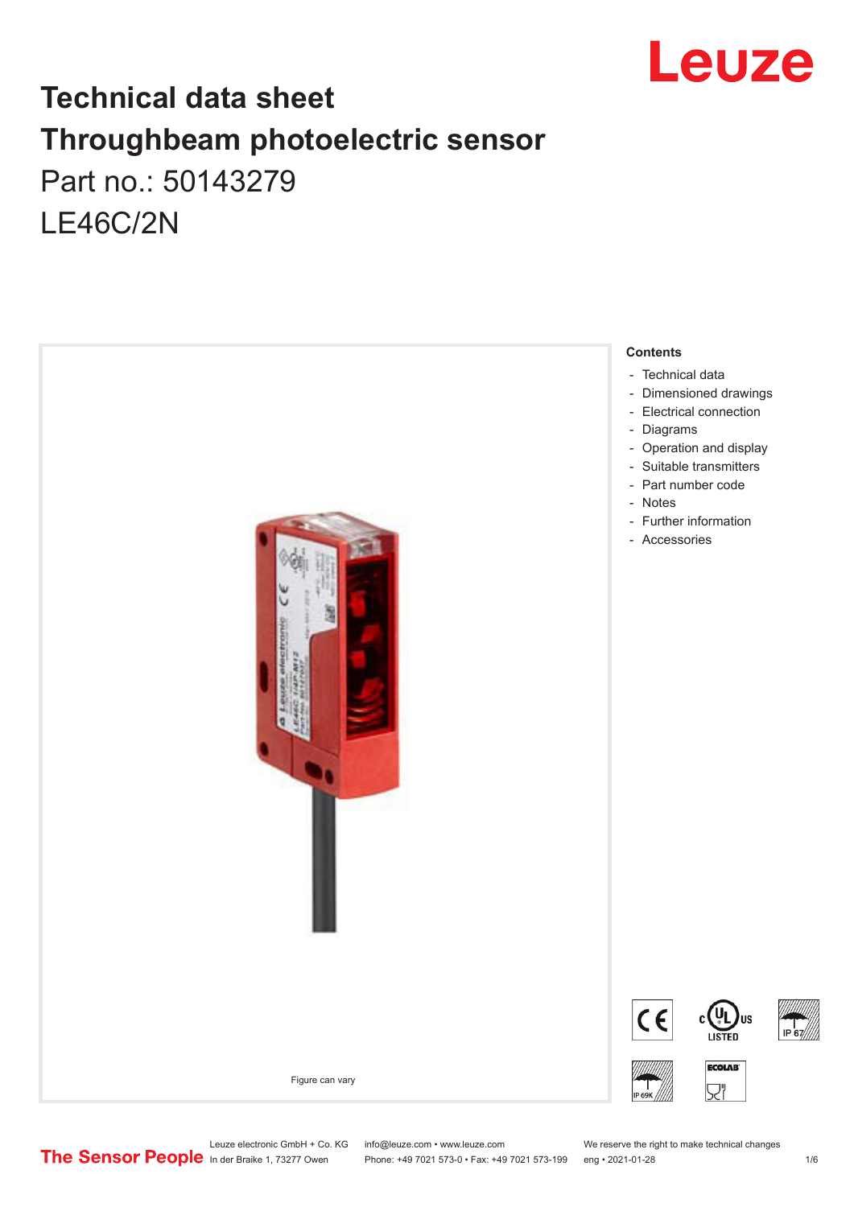# Technical data sheet
# Throughbeam photoelectric sensor
## Part no.: 50143279
## LE46C/2N

Figure can vary

**Contents**

- Technical data
- Dimensioned drawings
- Electrical connection
- Diagrams
- Operation and display
- Suitable transmitters
- Part number code
- Notes
- Further information
- Accessories

Leuze electronic GmbH + Co. KG
In der Braike 1, 73277 Owen

info@leuze.com • www.leuze.com
Phone: +49 7021 573-0 • Fax: +49 7021 573-199

We reserve the right to make technical changes
eng • 2021-01-28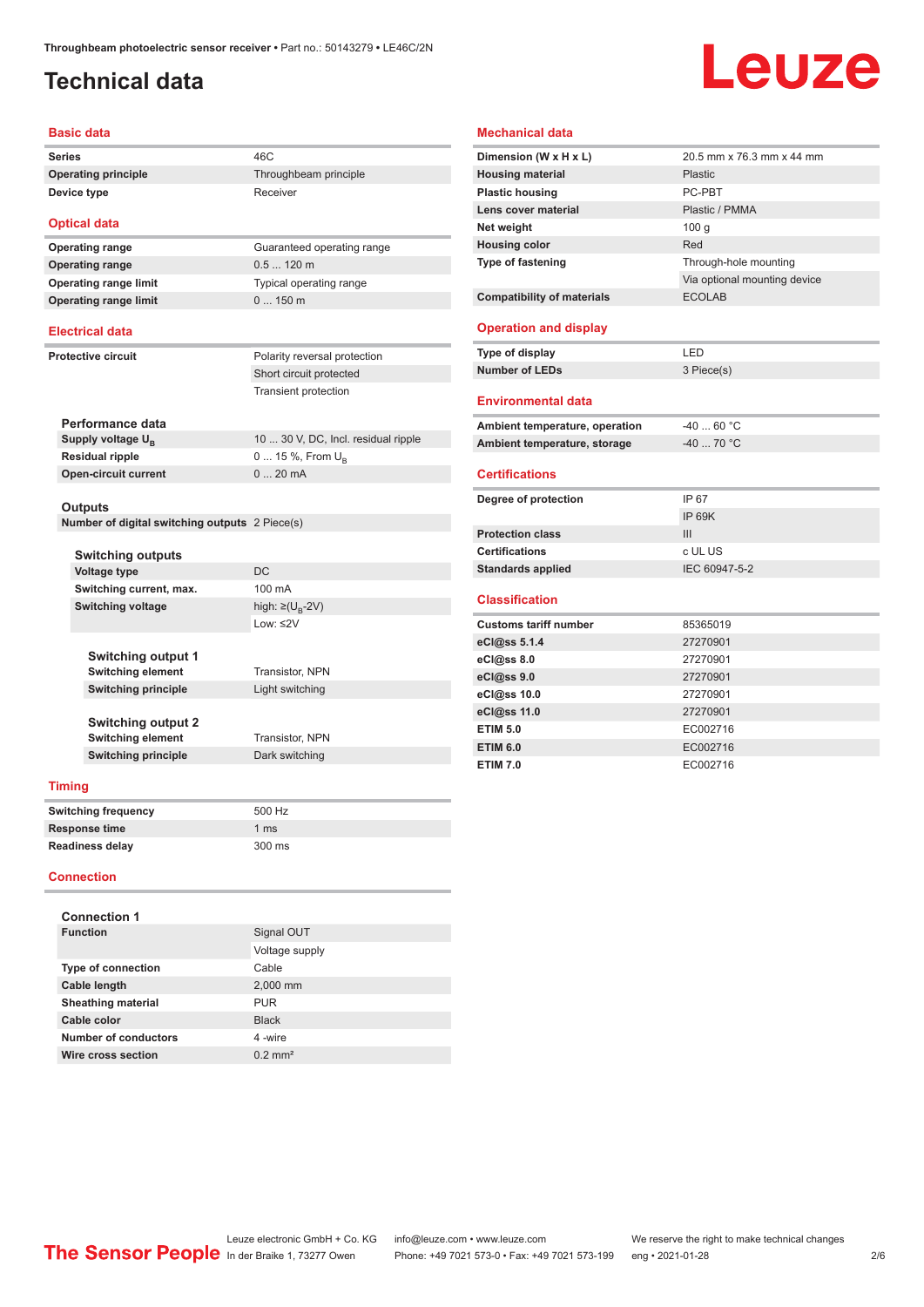# Technical data

## Basic data

| | |
|---|---|
| Series | 46C |
| Operating principle | Throughbeam principle |
| Device type | Receiver |

## Optical data

| | |
|---|---|
| Operating range | Guaranteed operating range |
| Operating range | 0.5 ... 120 m |
| Operating range limit | Typical operating range |
| Operating range limit | 0 ... 150 m |

## Electrical data

| | |
|---|---|
| Protective circuit | Polarity reversal protection |
| | Short circuit protected |
| | Transient protection |

### Performance data

| | |
|---|---|
| Supply voltage $U_B$ | 10 ... 30 V, DC, Incl. residual ripple |
| Residual ripple | 0 ... 15 %, From $U_B$ |
| Open-circuit current | 0 ... 20 mA |

### Outputs

| | |
|---|---|
| Number of digital switching outputs | 2 Piece(s) |

#### Switching outputs

| | |
|---|---|
| Voltage type | DC |
| Switching current, max. | 100 mA |
| Switching voltage | high: ≥($U_B$-2V) |
| | Low: ≤2V |

##### Switching output 1

| | |
|---|---|
| Switching element | Transistor, NPN |
| Switching principle | Light switching |

##### Switching output 2

| | |
|---|---|
| Switching element | Transistor, NPN |
| Switching principle | Dark switching |

## Timing

| | |
|---|---|
| Switching frequency | 500 Hz |
| Response time | 1 ms |
| Readiness delay | 300 ms |

## Connection

### Connection 1

| | |
|---|---|
| Function | Signal OUT |
| | Voltage supply |
| Type of connection | Cable |
| Cable length | 2,000 mm |
| Sheathing material | PUR |
| Cable color | Black |
| Number of conductors | 4 -wire |
| Wire cross section | 0.2 mm² |

## Mechanical data

| | |
|---|---|
| Dimension (W x H x L) | 20.5 mm x 76.3 mm x 44 mm |
| Housing material | Plastic |
| Plastic housing | PC-PBT |
| Lens cover material | Plastic / PMMA |
| Net weight | 100 g |
| Housing color | Red |
| Type of fastening | Through-hole mounting |
| | Via optional mounting device |
| Compatibility of materials | ECOLAB |

## Operation and display

| | |
|---|---|
| Type of display | LED |
| Number of LEDs | 3 Piece(s) |

## Environmental data

| | |
|---|---|
| Ambient temperature, operation | -40 ... 60 °C |
| Ambient temperature, storage | -40 ... 70 °C |

## Certifications

| | |
|---|---|
| Degree of protection | IP 67 |
| | IP 69K |
| Protection class | III |
| Certifications | c UL US |
| Standards applied | IEC 60947-5-2 |

## Classification

| | |
|---|---|
| Customs tariff number | 85365019 |
| eCl@ss 5.1.4 | 27270901 |
| eCl@ss 8.0 | 27270901 |
| eCl@ss 9.0 | 27270901 |
| eCl@ss 10.0 | 27270901 |
| eCl@ss 11.0 | 27270901 |
| ETIM 5.0 | EC002716 |
| ETIM 6.0 | EC002716 |
| ETIM 7.0 | EC002716 |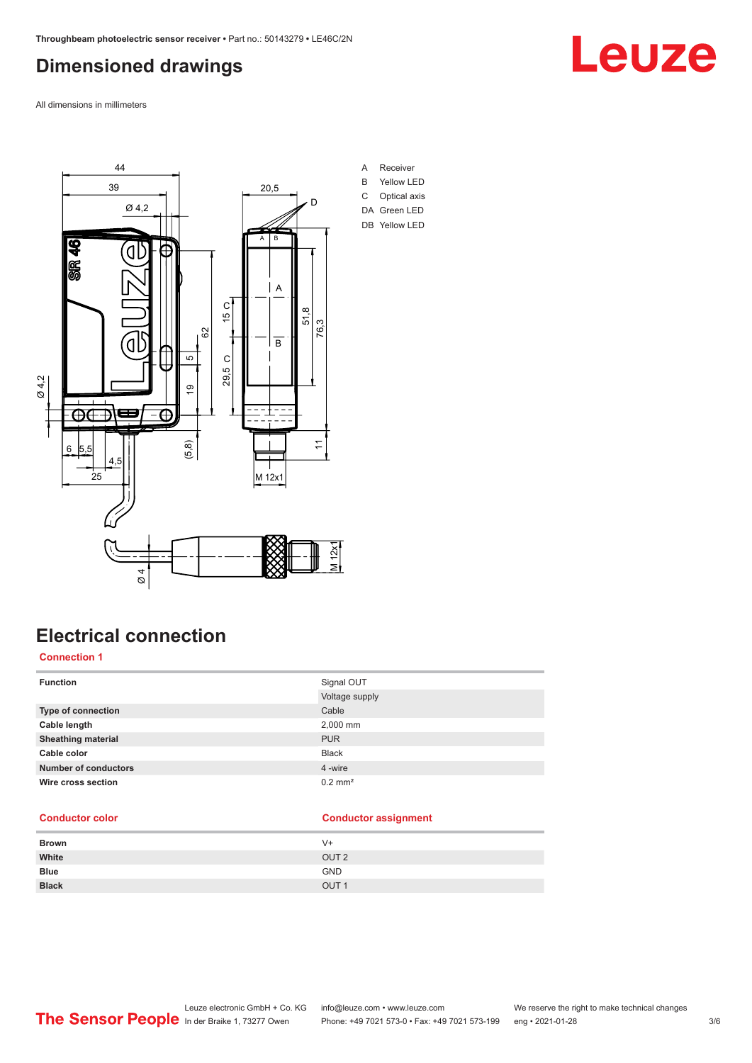# Dimensioned drawings

All dimensions in millimeters

A Receiver
B Yellow LED
C Optical axis
DA Green LED
DB Yellow LED

# Electrical connection

## Connection 1

| Function | Signal OUT |
| --- | --- |
| | Voltage supply |
| Type of connection | Cable |
| Cable length | 2,000 mm |
| Sheathing material | PUR |
| Cable color | Black |
| Number of conductors | 4 -wire |
| Wire cross section | 0.2 mm² |

| Conductor color | Conductor assignment |
| --- | --- |
| Brown | V+ |
| White | OUT 2 |
| Blue | GND |
| Black | OUT 1 |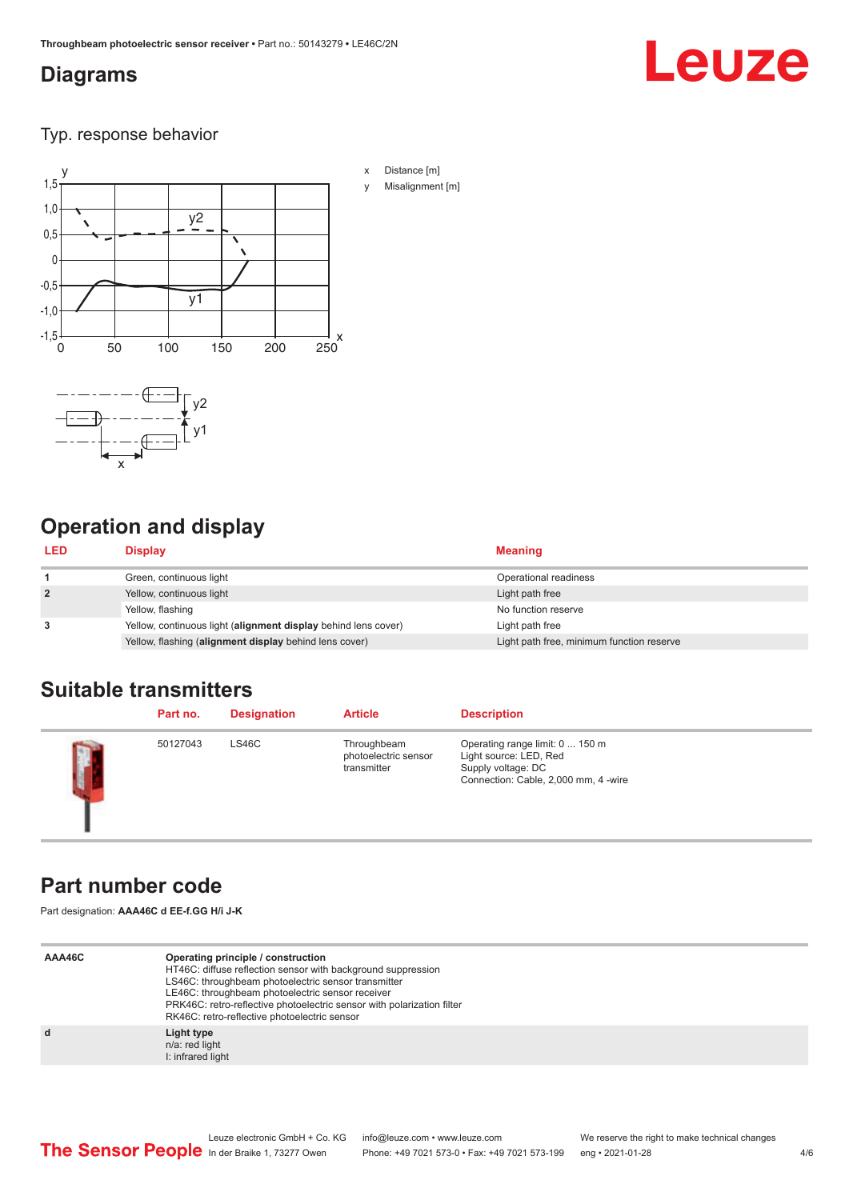## Diagrams

### Typ. response behavior

x Distance [m]
y Misalignment [m]

## Operation and display

| LED | Display | Meaning |
|---|---|---|
| 1 | Green, continuous light | Operational readiness |
| 2 | Yellow, continuous light | Light path free |
| | Yellow, flashing | No function reserve |
| 3 | Yellow, continuous light (**alignment display** behind lens cover) | Light path free |
| | Yellow, flashing (**alignment display** behind lens cover) | Light path free, minimum function reserve |

## Suitable transmitters

| | Part no. | Designation | Article | Description |
|---|---|---|---|---|
| | 50127043 | LS46C | Throughbeam photoelectric sensor transmitter | Operating range limit: 0 ... 150 m<br>Light source: LED, Red<br>Supply voltage: DC<br>Connection: Cable, 2,000 mm, 4 -wire |

## Part number code

Part designation: **AAA46C d EE-f.GG H/i J-K**

| | |
|---|---|
| **AAA46C** | **Operating principle / construction**<br>HT46C: diffuse reflection sensor with background suppression<br>LS46C: throughbeam photoelectric sensor transmitter<br>LE46C: throughbeam photoelectric sensor receiver<br>PRK46C: retro-reflective photoelectric sensor with polarization filter<br>RK46C: retro-reflective photoelectric sensor |
| **d** | **Light type**<br>n/a: red light<br>I: infrared light |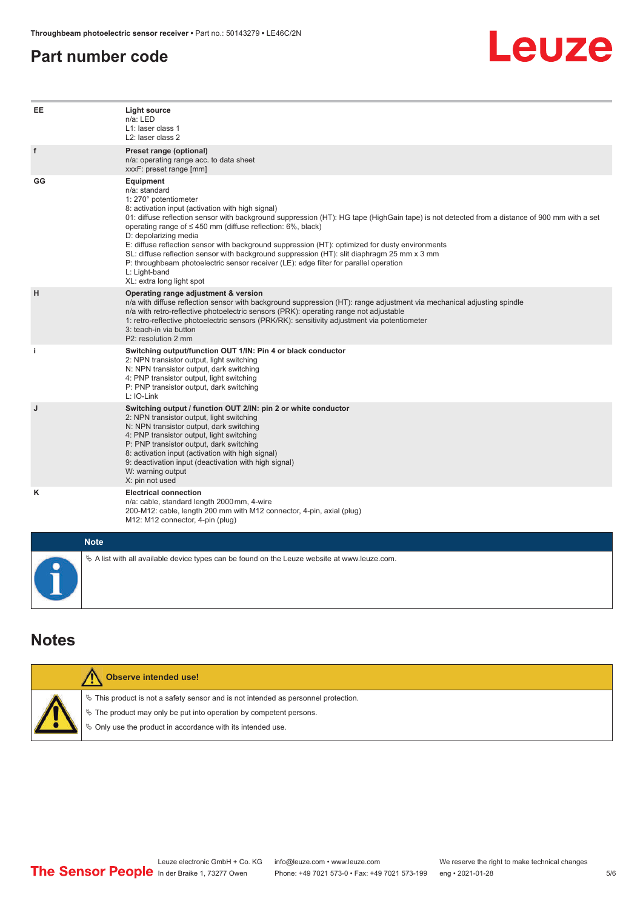## Part number code

| | |
|---|---|
| **EE** | **Light source**<br>n/a: LED<br>L1: laser class 1<br>L2: laser class 2 |
| **f** | **Preset range (optional)**<br>n/a: operating range acc. to data sheet<br>xxxF: preset range [mm] |
| **GG** | **Equipment**<br>n/a: standard<br>1: 270° potentiometer<br>8: activation input (activation with high signal)<br>01: diffuse reflection sensor with background suppression (HT): HG tape (HighGain tape) is not detected from a distance of 900 mm with a set operating range of ≤ 450 mm (diffuse reflection: 6%, black)<br>D: depolarizing media<br>E: diffuse reflection sensor with background suppression (HT): optimized for dusty environments<br>SL: diffuse reflection sensor with background suppression (HT): slit diaphragm 25 mm x 3 mm<br>P: throughbeam photoelectric sensor receiver (LE): edge filter for parallel operation<br>L: Light-band<br>XL: extra long light spot |
| **H** | **Operating range adjustment & version**<br>n/a with diffuse reflection sensor with background suppression (HT): range adjustment via mechanical adjusting spindle<br>n/a with retro-reflective photoelectric sensors (PRK): operating range not adjustable<br>1: retro-reflective photoelectric sensors (PRK/RK): sensitivity adjustment via potentiometer<br>3: teach-in via button<br>P2: resolution 2 mm |
| **i** | **Switching output/function OUT 1/IN: Pin 4 or black conductor**<br>2: NPN transistor output, light switching<br>N: NPN transistor output, dark switching<br>4: PNP transistor output, light switching<br>P: PNP transistor output, dark switching<br>L: IO-Link |
| **J** | **Switching output / function OUT 2/IN: pin 2 or white conductor**<br>2: NPN transistor output, light switching<br>N: NPN transistor output, dark switching<br>4: PNP transistor output, light switching<br>P: PNP transistor output, dark switching<br>8: activation input (activation with high signal)<br>9: deactivation input (deactivation with high signal)<br>W: warning output<br>X: pin not used |
| **K** | **Electrical connection**<br>n/a: cable, standard length 2000 mm, 4-wire<br>200-M12: cable, length 200 mm with M12 connector, 4-pin, axial (plug)<br>M12: M12 connector, 4-pin (plug) |

**Note**

- A list with all available device types can be found on the Leuze website at www.leuze.com.

## Notes

**Observe intended use!**

- This product is not a safety sensor and is not intended as personnel protection.
- The product may only be put into operation by competent persons.
- Only use the product in accordance with its intended use.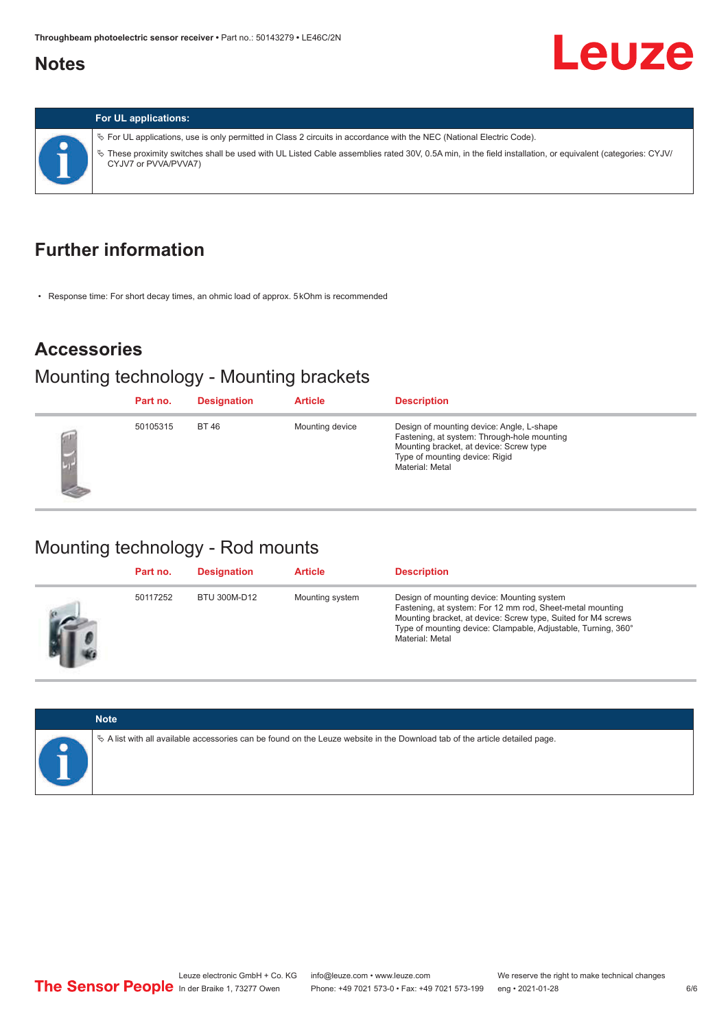## Notes

**For UL applications:**

- For UL applications, use is only permitted in Class 2 circuits in accordance with the NEC (National Electric Code).
- These proximity switches shall be used with UL Listed Cable assemblies rated 30V, 0.5A min, in the field installation, or equivalent (categories: CYJV/CYJV7 or PVVA/PVVA7)

## Further information

- Response time: For short decay times, an ohmic load of approx. 5 kOhm is recommended

## Accessories

### Mounting technology - Mounting brackets

| Part no. | Designation | Article | Description |
|---|---|---|---|
| 50105315 | BT 46 | Mounting device | Design of mounting device: Angle, L-shape<br>Fastening, at system: Through-hole mounting<br>Mounting bracket, at device: Screw type<br>Type of mounting device: Rigid<br>Material: Metal |

### Mounting technology - Rod mounts

| Part no. | Designation | Article | Description |
|---|---|---|---|
| 50117252 | BTU 300M-D12 | Mounting system | Design of mounting device: Mounting system<br>Fastening, at system: For 12 mm rod, Sheet-metal mounting<br>Mounting bracket, at device: Screw type, Suited for M4 screws<br>Type of mounting device: Clampable, Adjustable, Turning, 360°<br>Material: Metal |

**Note**

- A list with all available accessories can be found on the Leuze website in the Download tab of the article detailed page.